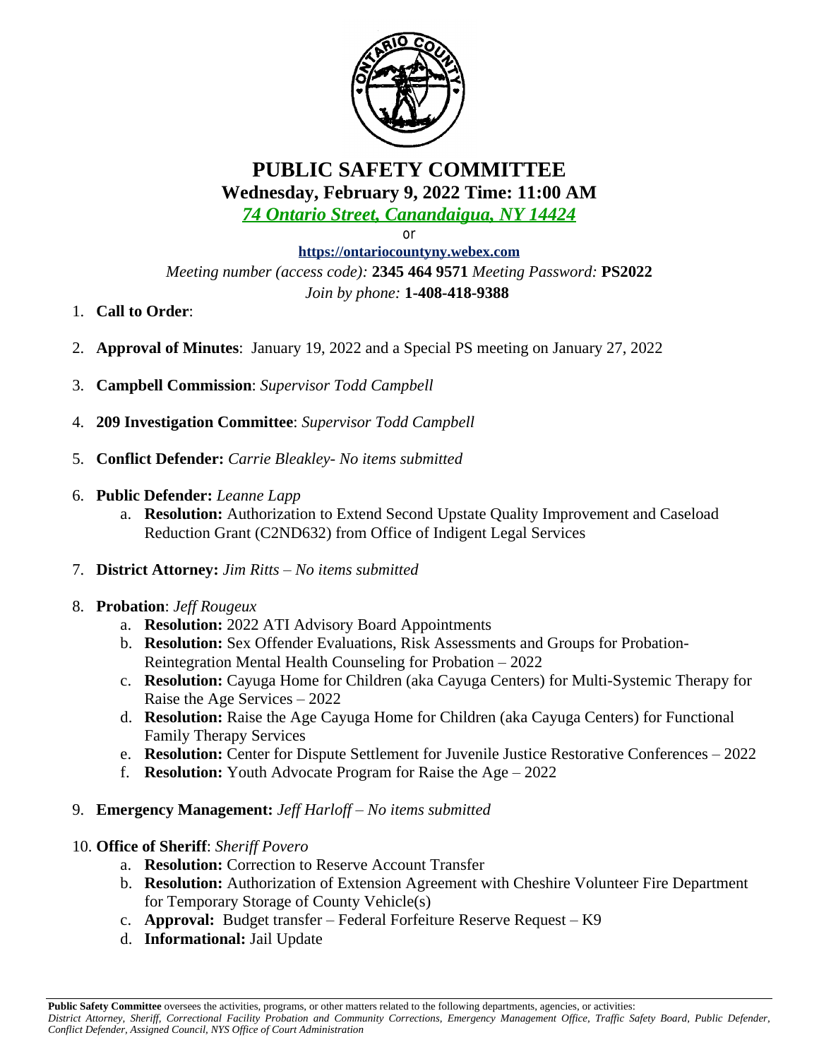# PUBLIC SAFETY COMMITTEE

## Wednesday, February 9, 2022 Time: 11:00 AM

*74 Ontario Street, Canandaigua, NY 14424*

or

**https://ontariocountyny.webex.com**

*Meeting number (access code):* **2345 464 9571** *Meeting Password:* **PS2022**

*Join by phone:* **1-408-418-9388**

1. **Call to Order**:
2. **Approval of Minutes**: January 19, 2022 and a Special PS meeting on January 27, 2022
3. **Campbell Commission**: *Supervisor Todd Campbell*
4. **209 Investigation Committee**: *Supervisor Todd Campbell*
5. **Conflict Defender:** *Carrie Bleakley- No items submitted*
6. **Public Defender:** *Leanne Lapp*
   a. **Resolution:** Authorization to Extend Second Upstate Quality Improvement and Caseload Reduction Grant (C2ND632) from Office of Indigent Legal Services
7. **District Attorney:** *Jim Ritts – No items submitted*
8. **Probation**: *Jeff Rougeux*
   a. **Resolution:** 2022 ATI Advisory Board Appointments
   b. **Resolution:** Sex Offender Evaluations, Risk Assessments and Groups for Probation-Reintegration Mental Health Counseling for Probation – 2022
   c. **Resolution:** Cayuga Home for Children (aka Cayuga Centers) for Multi-Systemic Therapy for Raise the Age Services – 2022
   d. **Resolution:** Raise the Age Cayuga Home for Children (aka Cayuga Centers) for Functional Family Therapy Services
   e. **Resolution:** Center for Dispute Settlement for Juvenile Justice Restorative Conferences – 2022
   f. **Resolution:** Youth Advocate Program for Raise the Age – 2022
9. **Emergency Management:** *Jeff Harloff – No items submitted*
10. **Office of Sheriff**: *Sheriff Povero*
    a. **Resolution:** Correction to Reserve Account Transfer
    b. **Resolution:** Authorization of Extension Agreement with Cheshire Volunteer Fire Department for Temporary Storage of County Vehicle(s)
    c. **Approval:** Budget transfer – Federal Forfeiture Reserve Request – K9
    d. **Informational:** Jail Update

---

**Public Safety Committee** oversees the activities, programs, or other matters related to the following departments, agencies, or activities: *District Attorney, Sheriff, Correctional Facility Probation and Community Corrections, Emergency Management Office, Traffic Safety Board, Public Defender, Conflict Defender, Assigned Council, NYS Office of Court Administration*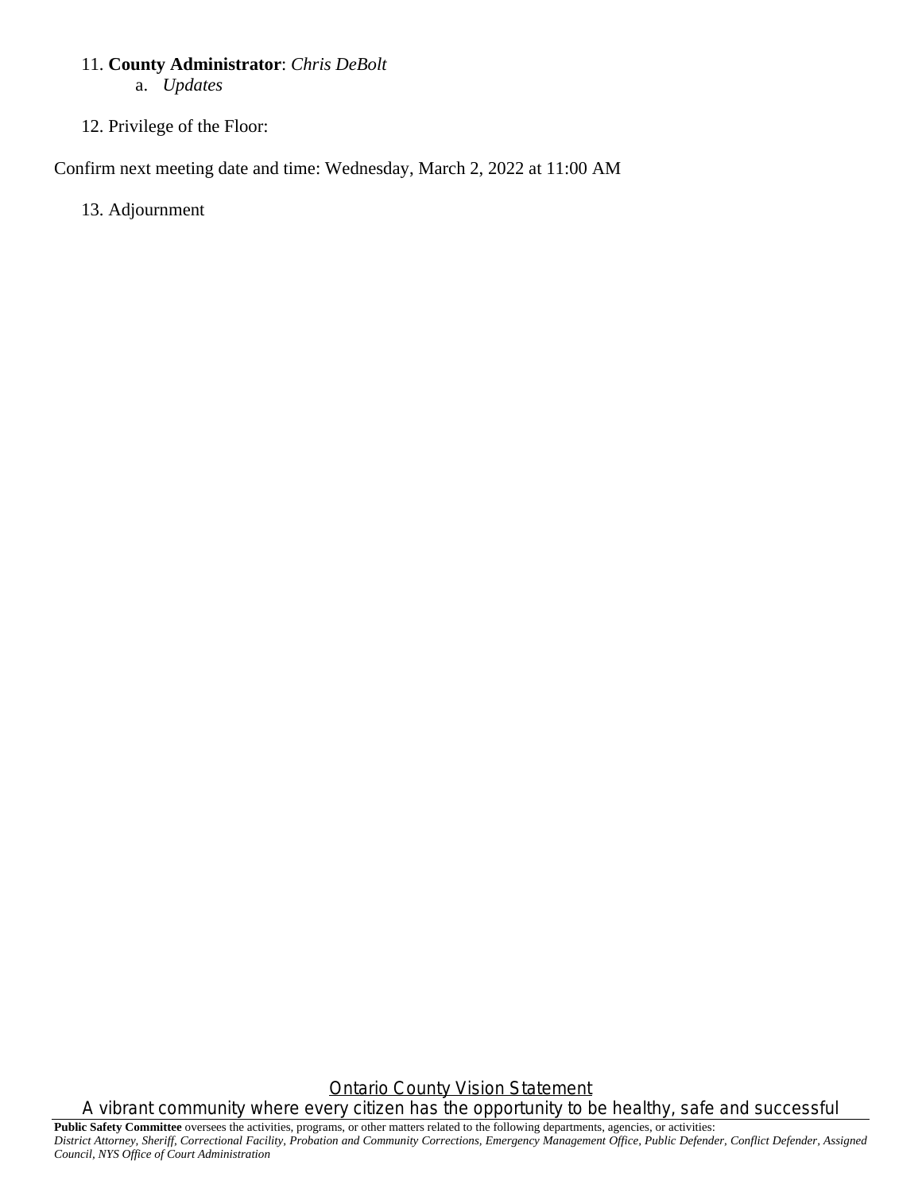11. **County Administrator**: *Chris DeBolt*
    a. *Updates*

12. Privilege of the Floor:

Confirm next meeting date and time: Wednesday, March 2, 2022 at 11:00 AM

13. Adjournment

Ontario County Vision Statement

A vibrant community where every citizen has the opportunity to be healthy, safe and successful

**Public Safety Committee** oversees the activities, programs, or other matters related to the following departments, agencies, or activities:
*District Attorney, Sheriff, Correctional Facility, Probation and Community Corrections, Emergency Management Office, Public Defender, Conflict Defender, Assigned Council, NYS Office of Court Administration*